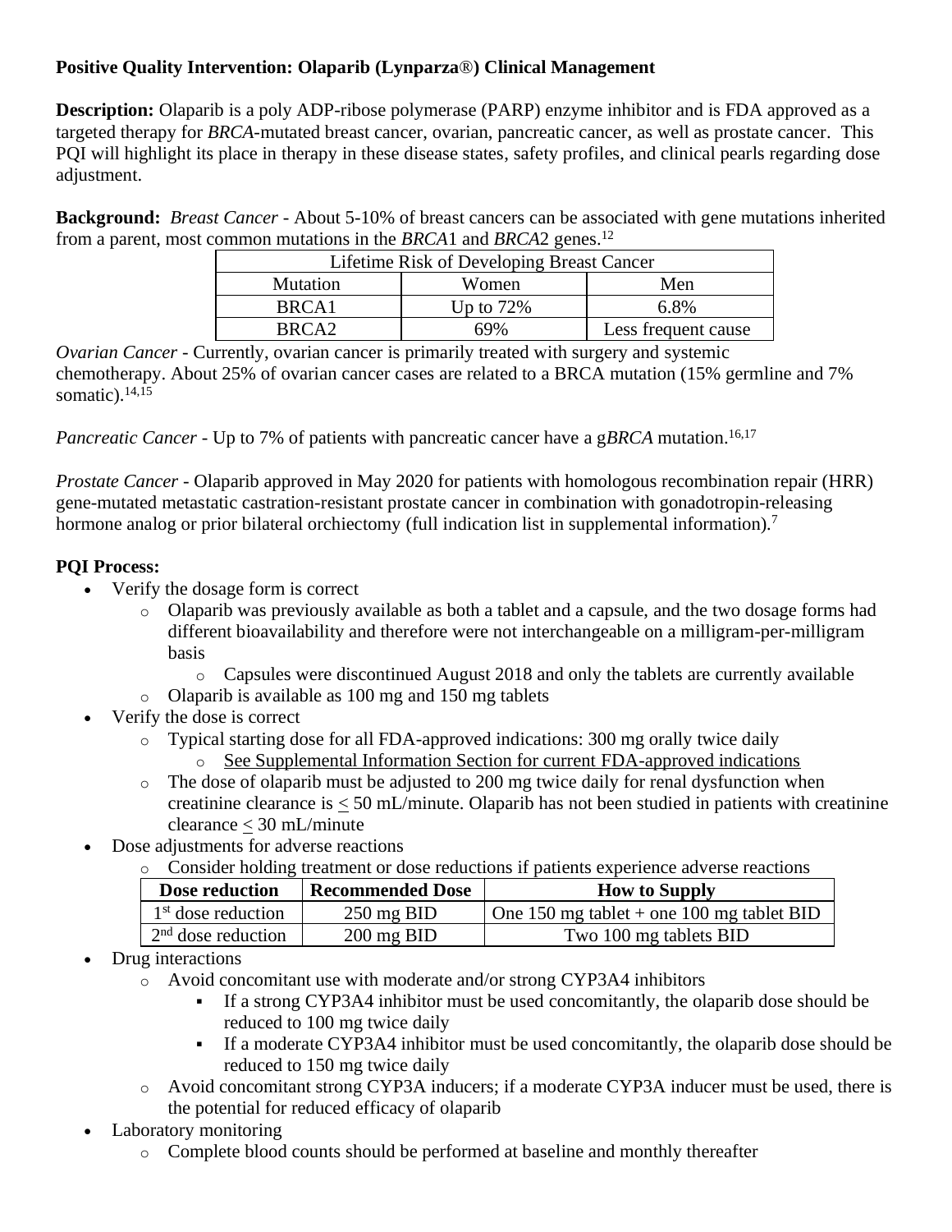**Positive Quality Intervention: Olaparib (Lynparza®) Clinical Management**

**Description:** Olaparib is a poly ADP-ribose polymerase (PARP) enzyme inhibitor and is FDA approved as a targeted therapy for *BRCA*-mutated breast cancer, ovarian, pancreatic cancer, as well as prostate cancer. This PQI will highlight its place in therapy in these disease states, safety profiles, and clinical pearls regarding dose adjustment.

**Background:** *Breast Cancer* - About 5-10% of breast cancers can be associated with gene mutations inherited from a parent, most common mutations in the *BRCA*1 and *BRCA*2 genes.[12]

| Lifetime Risk of Developing Breast Cancer | | |
|---|---|---|
| Mutation | Women | Men |
| BRCA1 | Up to 72% | 6.8% |
| BRCA2 | 69% | Less frequent cause |

*Ovarian Cancer* - Currently, ovarian cancer is primarily treated with surgery and systemic chemotherapy. About 25% of ovarian cancer cases are related to a BRCA mutation (15% germline and 7% somatic).[14,15]

*Pancreatic Cancer* - Up to 7% of patients with pancreatic cancer have a g*BRCA* mutation.[16,17]

*Prostate Cancer* - Olaparib approved in May 2020 for patients with homologous recombination repair (HRR) gene-mutated metastatic castration-resistant prostate cancer in combination with gonadotropin-releasing hormone analog or prior bilateral orchiectomy (full indication list in supplemental information).[7]

**PQI Process:**

- Verify the dosage form is correct
  - Olaparib was previously available as both a tablet and a capsule, and the two dosage forms had different bioavailability and therefore were not interchangeable on a milligram-per-milligram basis
    - Capsules were discontinued August 2018 and only the tablets are currently available
  - Olaparib is available as 100 mg and 150 mg tablets
- Verify the dose is correct
  - Typical starting dose for all FDA-approved indications: 300 mg orally twice daily
    - See Supplemental Information Section for current FDA-approved indications
  - The dose of olaparib must be adjusted to 200 mg twice daily for renal dysfunction when creatinine clearance is $\leq$ 50 mL/minute. Olaparib has not been studied in patients with creatinine clearance $\leq$ 30 mL/minute
- Dose adjustments for adverse reactions
  - Consider holding treatment or dose reductions if patients experience adverse reactions

| Dose reduction | Recommended Dose | How to Supply |
|---|---|---|
| 1st dose reduction | 250 mg BID | One 150 mg tablet + one 100 mg tablet BID |
| 2nd dose reduction | 200 mg BID | Two 100 mg tablets BID |

- Drug interactions
  - Avoid concomitant use with moderate and/or strong CYP3A4 inhibitors
    - If a strong CYP3A4 inhibitor must be used concomitantly, the olaparib dose should be reduced to 100 mg twice daily
    - If a moderate CYP3A4 inhibitor must be used concomitantly, the olaparib dose should be reduced to 150 mg twice daily
  - Avoid concomitant strong CYP3A inducers; if a moderate CYP3A inducer must be used, there is the potential for reduced efficacy of olaparib
- Laboratory monitoring
  - Complete blood counts should be performed at baseline and monthly thereafter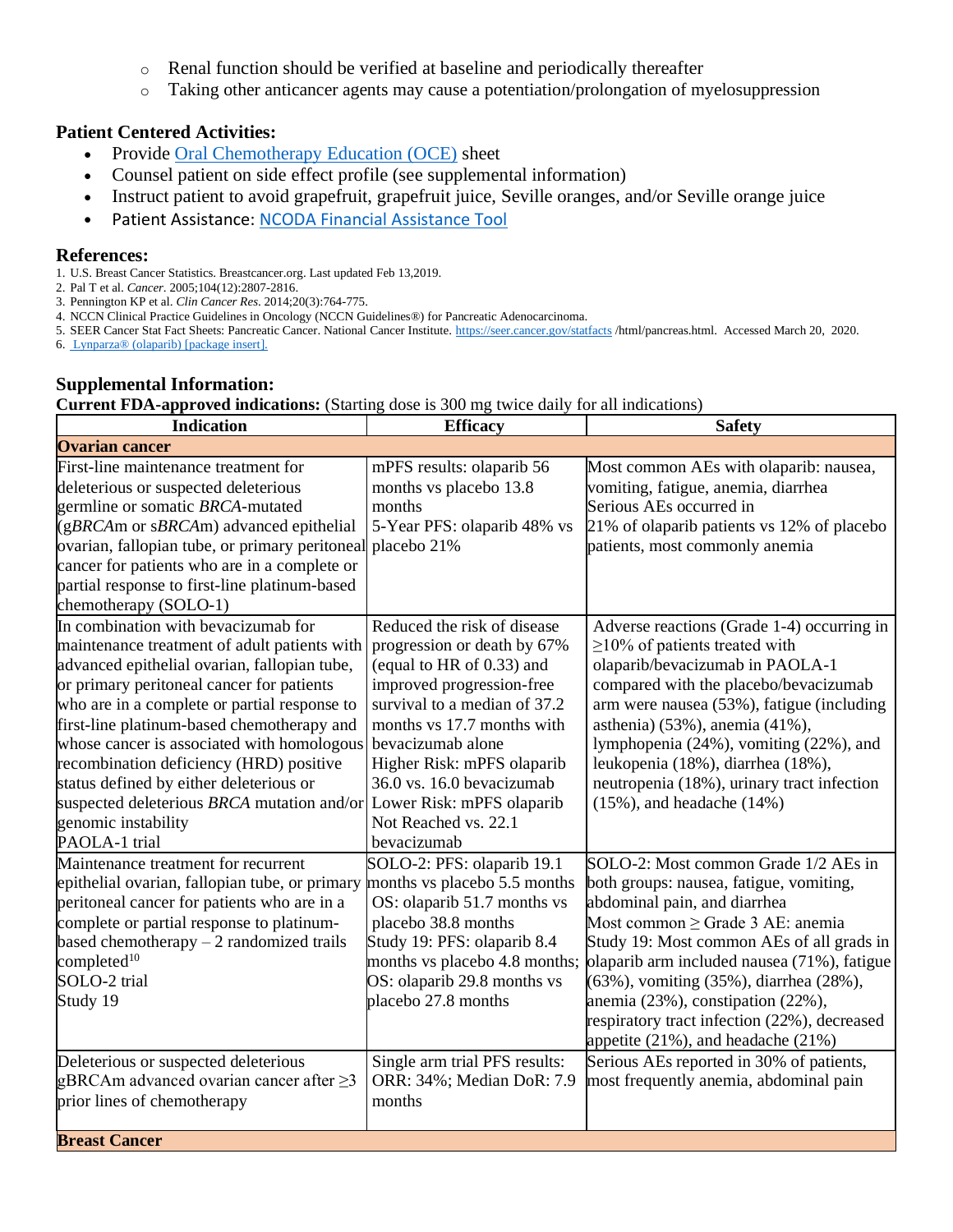- Renal function should be verified at baseline and periodically thereafter
- Taking other anticancer agents may cause a potentiation/prolongation of myelosuppression

### Patient Centered Activities:

- Provide [Oral Chemotherapy Education (OCE)](#) sheet
- Counsel patient on side effect profile (see supplemental information)
- Instruct patient to avoid grapefruit, grapefruit juice, Seville oranges, and/or Seville orange juice
- Patient Assistance: [NCODA Financial Assistance Tool](#)

### References:

1. U.S. Breast Cancer Statistics. Breastcancer.org. Last updated Feb 13,2019.
2. Pal T et al. *Cancer*. 2005;104(12):2807-2816.
3. Pennington KP et al. *Clin Cancer Res*. 2014;20(3):764-775.
4. NCCN Clinical Practice Guidelines in Oncology (NCCN Guidelines®) for Pancreatic Adenocarcinoma.
5. SEER Cancer Stat Fact Sheets: Pancreatic Cancer. National Cancer Institute. https://seer.cancer.gov/statfacts /html/pancreas.html. Accessed March 20, 2020.
6. [Lynparza® (olaparib) [package insert].](#)

### Supplemental Information:

**Current FDA-approved indications:** (Starting dose is 300 mg twice daily for all indications)

| Indication | Efficacy | Safety |
|---|---|---|
| **Ovarian cancer** | | |
| First-line maintenance treatment for deleterious or suspected deleterious germline or somatic *BRCA*-mutated (g*BRCA*m or s*BRCA*m) advanced epithelial ovarian, fallopian tube, or primary peritoneal cancer for patients who are in a complete or partial response to first-line platinum-based chemotherapy (SOLO-1) | mPFS results: olaparib 56 months vs placebo 13.8 months<br>5-Year PFS: olaparib 48% vs placebo 21% | Most common AEs with olaparib: nausea, vomiting, fatigue, anemia, diarrhea<br>Serious AEs occurred in 21% of olaparib patients vs 12% of placebo patients, most commonly anemia |
| In combination with bevacizumab for maintenance treatment of adult patients with advanced epithelial ovarian, fallopian tube, or primary peritoneal cancer for patients who are in a complete or partial response to first-line platinum-based chemotherapy and whose cancer is associated with homologous recombination deficiency (HRD) positive status defined by either deleterious or suspected deleterious *BRCA* mutation and/or genomic instability<br>PAOLA-1 trial | Reduced the risk of disease progression or death by 67% (equal to HR of 0.33) and improved progression-free survival to a median of 37.2 months vs 17.7 months with bevacizumab alone<br>Higher Risk: mPFS olaparib 36.0 vs. 16.0 bevacizumab<br>Lower Risk: mPFS olaparib Not Reached vs. 22.1 bevacizumab | Adverse reactions (Grade 1-4) occurring in ≥10% of patients treated with olaparib/bevacizumab in PAOLA-1 compared with the placebo/bevacizumab arm were nausea (53%), fatigue (including asthenia) (53%), anemia (41%), lymphopenia (24%), vomiting (22%), and leukopenia (18%), diarrhea (18%), neutropenia (18%), urinary tract infection (15%), and headache (14%) |
| Maintenance treatment for recurrent epithelial ovarian, fallopian tube, or primary peritoneal cancer for patients who are in a complete or partial response to platinum-based chemotherapy – 2 randomized trails completed[10]<br>SOLO-2 trial<br>Study 19 | SOLO-2: PFS: olaparib 19.1 months vs placebo 5.5 months<br>OS: olaparib 51.7 months vs placebo 38.8 months<br>Study 19: PFS: olaparib 8.4 months vs placebo 4.8 months;<br>OS: olaparib 29.8 months vs placebo 27.8 months | SOLO-2: Most common Grade 1/2 AEs in both groups: nausea, fatigue, vomiting, abdominal pain, and diarrhea<br>Most common ≥ Grade 3 AE: anemia<br>Study 19: Most common AEs of all grads in olaparib arm included nausea (71%), fatigue (63%), vomiting (35%), diarrhea (28%), anemia (23%), constipation (22%), respiratory tract infection (22%), decreased appetite (21%), and headache (21%) |
| Deleterious or suspected deleterious gBRCAm advanced ovarian cancer after ≥3 prior lines of chemotherapy | Single arm trial PFS results: ORR: 34%; Median DoR: 7.9 months | Serious AEs reported in 30% of patients, most frequently anemia, abdominal pain |
| **Breast Cancer** | | |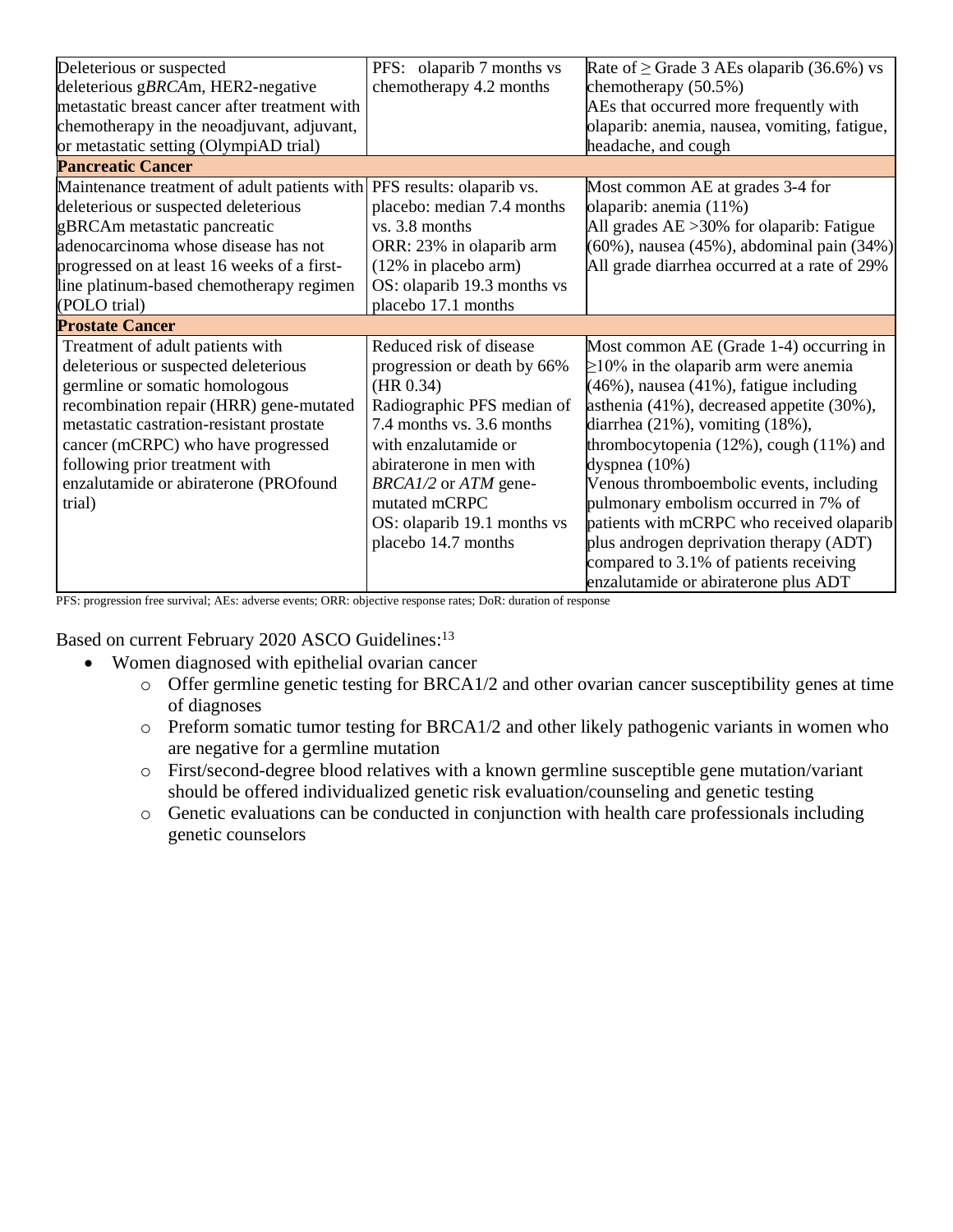| | | |
|---|---|---|
| Deleterious or suspected deleterious g*BRCA*m, HER2-negative metastatic breast cancer after treatment with chemotherapy in the neoadjuvant, adjuvant, or metastatic setting (OlympiAD trial) | PFS: olaparib 7 months vs chemotherapy 4.2 months | Rate of ≥ Grade 3 AEs olaparib (36.6%) vs chemotherapy (50.5%)<br>AEs that occurred more frequently with olaparib: anemia, nausea, vomiting, fatigue, headache, and cough |
| **Pancreatic Cancer** | | |
| Maintenance treatment of adult patients with deleterious or suspected deleterious gBRCAm metastatic pancreatic adenocarcinoma whose disease has not progressed on at least 16 weeks of a first-line platinum-based chemotherapy regimen (POLO trial) | PFS results: olaparib vs. placebo: median 7.4 months vs. 3.8 months<br>ORR: 23% in olaparib arm (12% in placebo arm)<br>OS: olaparib 19.3 months vs placebo 17.1 months | Most common AE at grades 3-4 for olaparib: anemia (11%)<br>All grades AE >30% for olaparib: Fatigue (60%), nausea (45%), abdominal pain (34%)<br>All grade diarrhea occurred at a rate of 29% |
| **Prostate Cancer** | | |
| Treatment of adult patients with deleterious or suspected deleterious germline or somatic homologous recombination repair (HRR) gene-mutated metastatic castration-resistant prostate cancer (mCRPC) who have progressed following prior treatment with enzalutamide or abiraterone (PROfound trial) | Reduced risk of disease progression or death by 66% (HR 0.34)<br>Radiographic PFS median of 7.4 months vs. 3.6 months with enzalutamide or abiraterone in men with *BRCA1/2* or *ATM* gene-mutated mCRPC<br>OS: olaparib 19.1 months vs placebo 14.7 months | Most common AE (Grade 1-4) occurring in ≥10% in the olaparib arm were anemia (46%), nausea (41%), fatigue including asthenia (41%), decreased appetite (30%), diarrhea (21%), vomiting (18%), thrombocytopenia (12%), cough (11%) and dyspnea (10%)<br>Venous thromboembolic events, including pulmonary embolism occurred in 7% of patients with mCRPC who received olaparib plus androgen deprivation therapy (ADT) compared to 3.1% of patients receiving enzalutamide or abiraterone plus ADT |

PFS: progression free survival; AEs: adverse events; ORR: objective response rates; DoR: duration of response

Based on current February 2020 ASCO Guidelines:[13]

- Women diagnosed with epithelial ovarian cancer
  - Offer germline genetic testing for BRCA1/2 and other ovarian cancer susceptibility genes at time of diagnoses
  - Preform somatic tumor testing for BRCA1/2 and other likely pathogenic variants in women who are negative for a germline mutation
  - First/second-degree blood relatives with a known germline susceptible gene mutation/variant should be offered individualized genetic risk evaluation/counseling and genetic testing
  - Genetic evaluations can be conducted in conjunction with health care professionals including genetic counselors